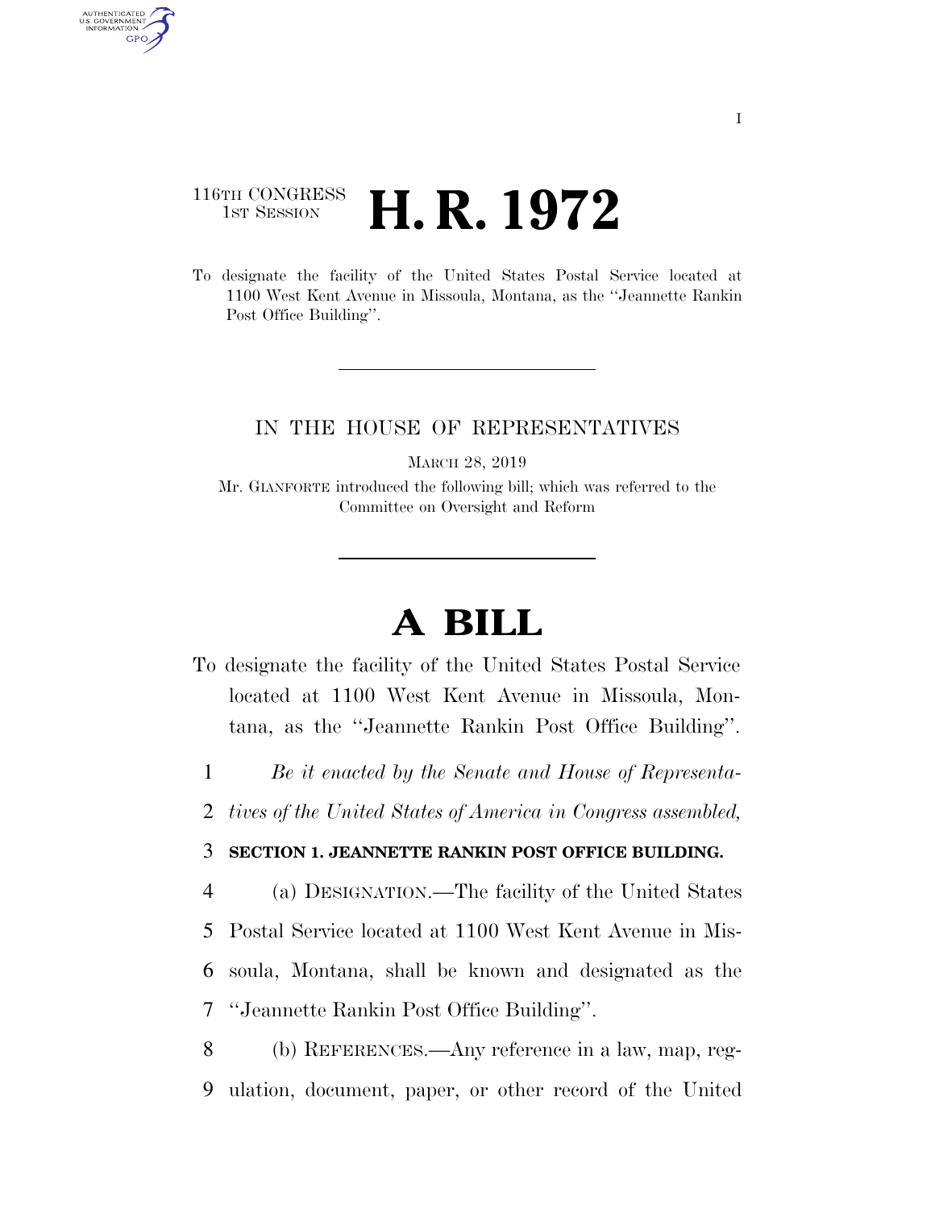I

116TH CONGRESS
1ST SESSION

# H. R. 1972

To designate the facility of the United States Postal Service located at 1100 West Kent Avenue in Missoula, Montana, as the "Jeannette Rankin Post Office Building".

IN THE HOUSE OF REPRESENTATIVES

MARCH 28, 2019

Mr. GIANFORTE introduced the following bill; which was referred to the Committee on Oversight and Reform

# A BILL

To designate the facility of the United States Postal Service located at 1100 West Kent Avenue in Missoula, Montana, as the "Jeannette Rankin Post Office Building".

1 *Be it enacted by the Senate and House of Representa-*
2 *tives of the United States of America in Congress assembled,*

3 **SECTION 1. JEANNETTE RANKIN POST OFFICE BUILDING.**

4 (a) DESIGNATION.—The facility of the United States
5 Postal Service located at 1100 West Kent Avenue in Mis-
6 soula, Montana, shall be known and designated as the
7 "Jeannette Rankin Post Office Building".

8 (b) REFERENCES.—Any reference in a law, map, reg-
9 ulation, document, paper, or other record of the United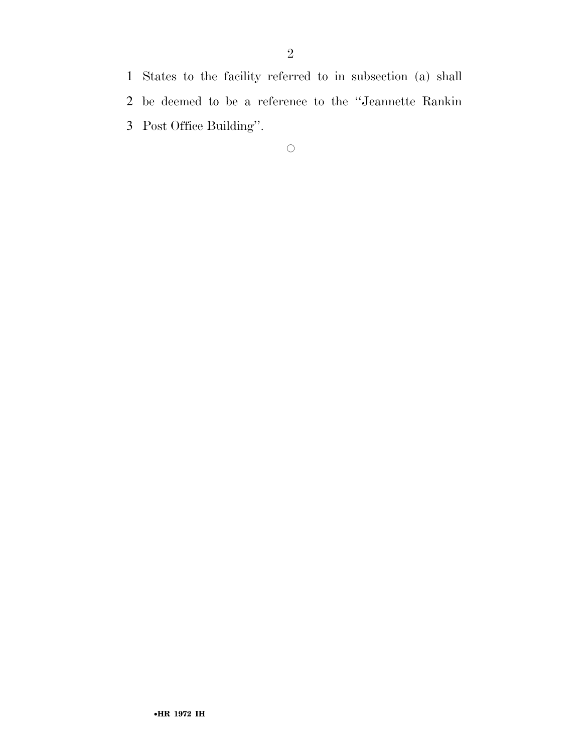States to the facility referred to in subsection (a) shall be deemed to be a reference to the ''Jeannette Rankin Post Office Building''.

○